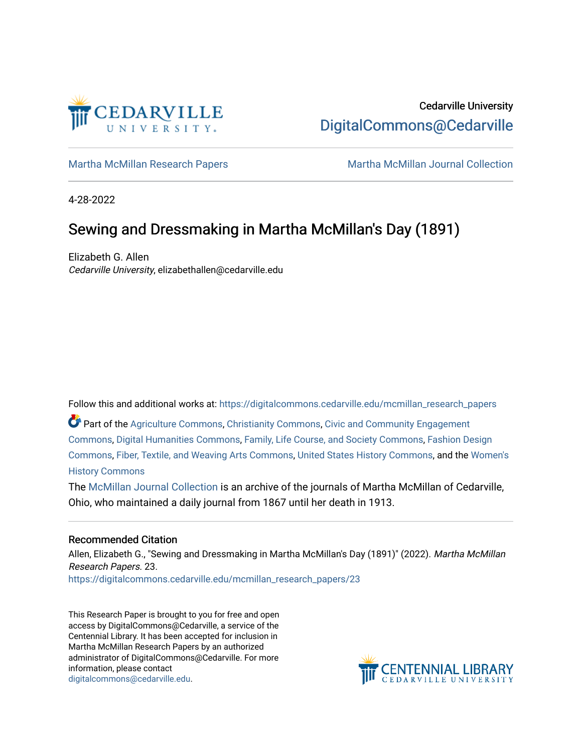Cedarville University

DigitalCommons@Cedarville

Martha McMillan Research Papers | Martha McMillan Journal Collection

4-28-2022

# Sewing and Dressmaking in Martha McMillan's Day (1891)

Elizabeth G. Allen
*Cedarville University*, elizabethallen@cedarville.edu

Follow this and additional works at: https://digitalcommons.cedarville.edu/mcmillan_research_papers

Part of the Agriculture Commons, Christianity Commons, Civic and Community Engagement Commons, Digital Humanities Commons, Family, Life Course, and Society Commons, Fashion Design Commons, Fiber, Textile, and Weaving Arts Commons, United States History Commons, and the Women's History Commons

The McMillan Journal Collection is an archive of the journals of Martha McMillan of Cedarville, Ohio, who maintained a daily journal from 1867 until her death in 1913.

## Recommended Citation

Allen, Elizabeth G., "Sewing and Dressmaking in Martha McMillan's Day (1891)" (2022). *Martha McMillan Research Papers*. 23.
https://digitalcommons.cedarville.edu/mcmillan_research_papers/23

This Research Paper is brought to you for free and open access by DigitalCommons@Cedarville, a service of the Centennial Library. It has been accepted for inclusion in Martha McMillan Research Papers by an authorized administrator of DigitalCommons@Cedarville. For more information, please contact digitalcommons@cedarville.edu.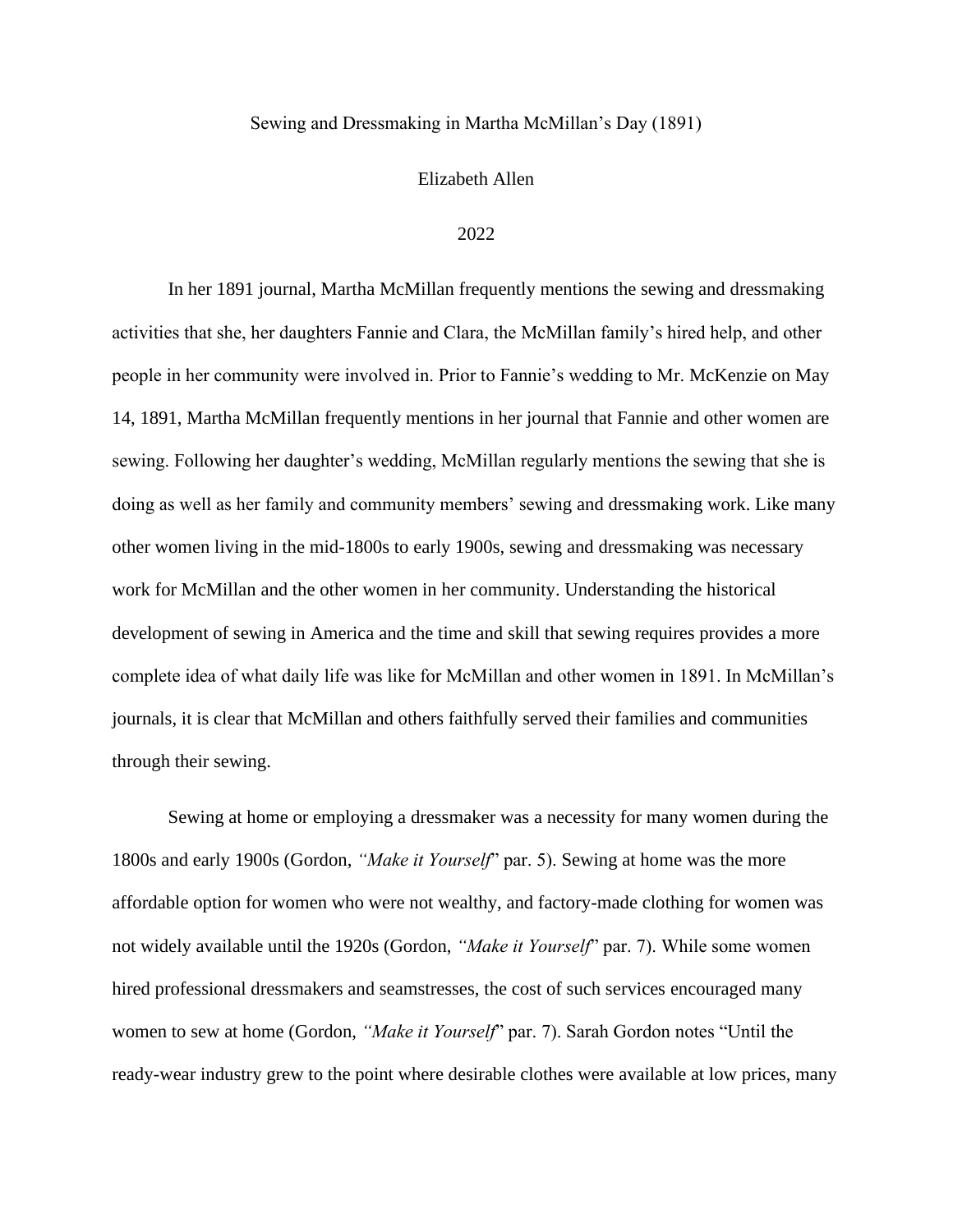Sewing and Dressmaking in Martha McMillan's Day (1891)

Elizabeth Allen

2022

In her 1891 journal, Martha McMillan frequently mentions the sewing and dressmaking activities that she, her daughters Fannie and Clara, the McMillan family's hired help, and other people in her community were involved in. Prior to Fannie's wedding to Mr. McKenzie on May 14, 1891, Martha McMillan frequently mentions in her journal that Fannie and other women are sewing. Following her daughter's wedding, McMillan regularly mentions the sewing that she is doing as well as her family and community members' sewing and dressmaking work. Like many other women living in the mid-1800s to early 1900s, sewing and dressmaking was necessary work for McMillan and the other women in her community. Understanding the historical development of sewing in America and the time and skill that sewing requires provides a more complete idea of what daily life was like for McMillan and other women in 1891. In McMillan's journals, it is clear that McMillan and others faithfully served their families and communities through their sewing.

Sewing at home or employing a dressmaker was a necessity for many women during the 1800s and early 1900s (Gordon, *"Make it Yourself"* par. 5). Sewing at home was the more affordable option for women who were not wealthy, and factory-made clothing for women was not widely available until the 1920s (Gordon, *"Make it Yourself"* par. 7). While some women hired professional dressmakers and seamstresses, the cost of such services encouraged many women to sew at home (Gordon, *"Make it Yourself"* par. 7). Sarah Gordon notes "Until the ready-wear industry grew to the point where desirable clothes were available at low prices, many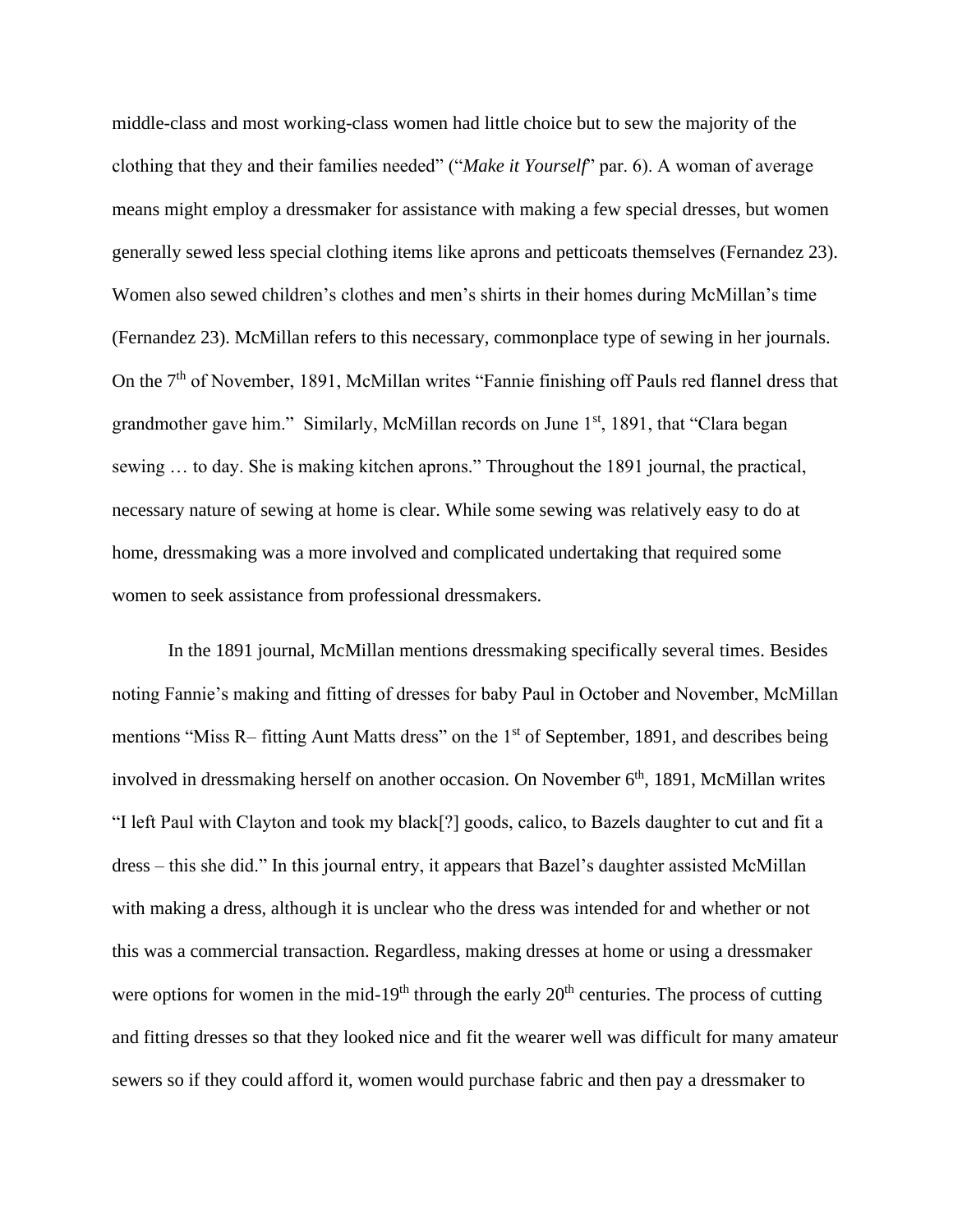middle-class and most working-class women had little choice but to sew the majority of the clothing that they and their families needed" ("*Make it Yourself*" par. 6). A woman of average means might employ a dressmaker for assistance with making a few special dresses, but women generally sewed less special clothing items like aprons and petticoats themselves (Fernandez 23). Women also sewed children's clothes and men's shirts in their homes during McMillan's time (Fernandez 23). McMillan refers to this necessary, commonplace type of sewing in her journals. On the 7th of November, 1891, McMillan writes "Fannie finishing off Pauls red flannel dress that grandmother gave him." Similarly, McMillan records on June 1st, 1891, that "Clara began sewing … to day. She is making kitchen aprons." Throughout the 1891 journal, the practical, necessary nature of sewing at home is clear. While some sewing was relatively easy to do at home, dressmaking was a more involved and complicated undertaking that required some women to seek assistance from professional dressmakers.

In the 1891 journal, McMillan mentions dressmaking specifically several times. Besides noting Fannie's making and fitting of dresses for baby Paul in October and November, McMillan mentions "Miss R– fitting Aunt Matts dress" on the 1st of September, 1891, and describes being involved in dressmaking herself on another occasion. On November 6th, 1891, McMillan writes "I left Paul with Clayton and took my black[?] goods, calico, to Bazels daughter to cut and fit a dress – this she did." In this journal entry, it appears that Bazel's daughter assisted McMillan with making a dress, although it is unclear who the dress was intended for and whether or not this was a commercial transaction. Regardless, making dresses at home or using a dressmaker were options for women in the mid-19th through the early 20th centuries. The process of cutting and fitting dresses so that they looked nice and fit the wearer well was difficult for many amateur sewers so if they could afford it, women would purchase fabric and then pay a dressmaker to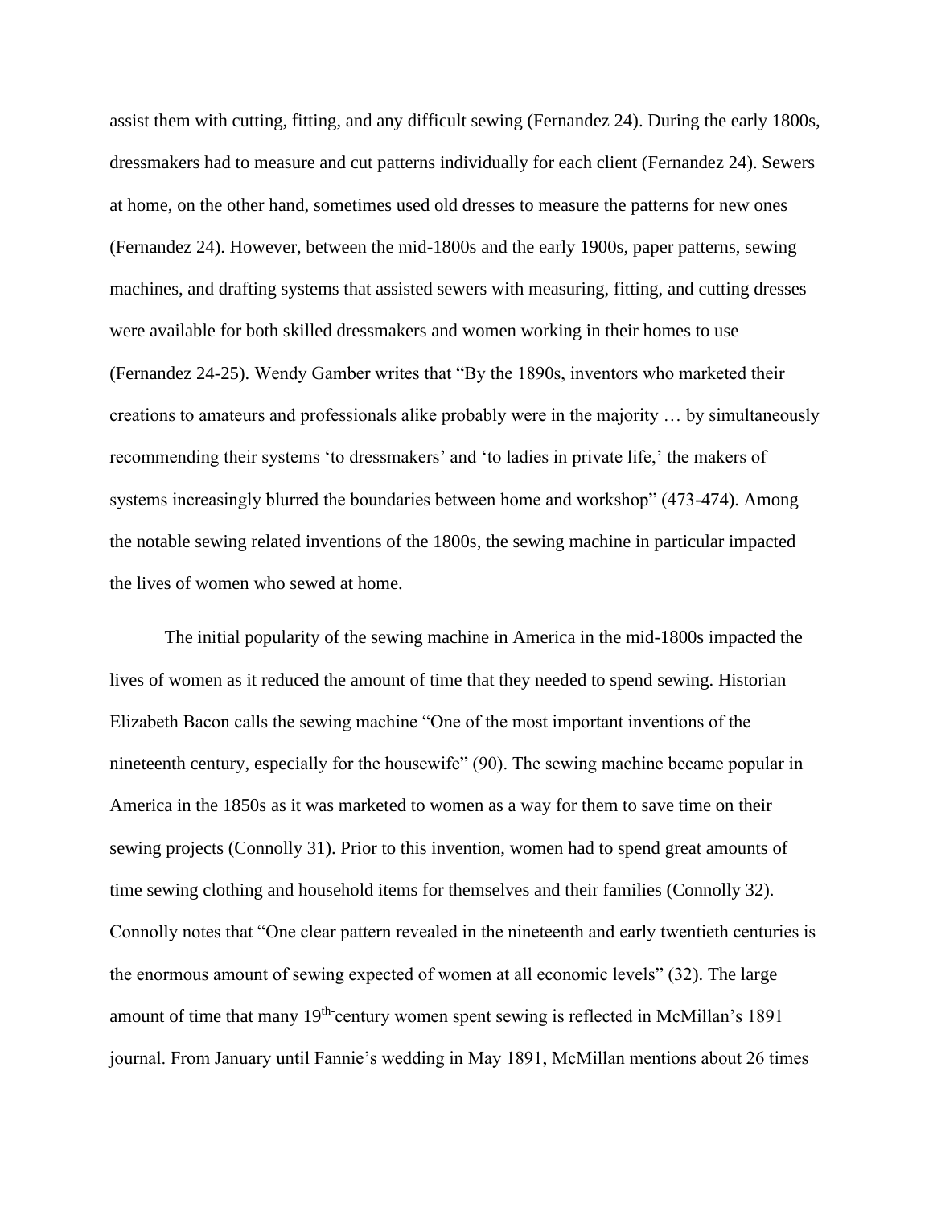assist them with cutting, fitting, and any difficult sewing (Fernandez 24). During the early 1800s, dressmakers had to measure and cut patterns individually for each client (Fernandez 24). Sewers at home, on the other hand, sometimes used old dresses to measure the patterns for new ones (Fernandez 24). However, between the mid-1800s and the early 1900s, paper patterns, sewing machines, and drafting systems that assisted sewers with measuring, fitting, and cutting dresses were available for both skilled dressmakers and women working in their homes to use (Fernandez 24-25). Wendy Gamber writes that "By the 1890s, inventors who marketed their creations to amateurs and professionals alike probably were in the majority … by simultaneously recommending their systems 'to dressmakers' and 'to ladies in private life,' the makers of systems increasingly blurred the boundaries between home and workshop" (473-474). Among the notable sewing related inventions of the 1800s, the sewing machine in particular impacted the lives of women who sewed at home.

The initial popularity of the sewing machine in America in the mid-1800s impacted the lives of women as it reduced the amount of time that they needed to spend sewing. Historian Elizabeth Bacon calls the sewing machine "One of the most important inventions of the nineteenth century, especially for the housewife" (90). The sewing machine became popular in America in the 1850s as it was marketed to women as a way for them to save time on their sewing projects (Connolly 31). Prior to this invention, women had to spend great amounts of time sewing clothing and household items for themselves and their families (Connolly 32). Connolly notes that "One clear pattern revealed in the nineteenth and early twentieth centuries is the enormous amount of sewing expected of women at all economic levels" (32). The large amount of time that many 19th-century women spent sewing is reflected in McMillan's 1891 journal. From January until Fannie's wedding in May 1891, McMillan mentions about 26 times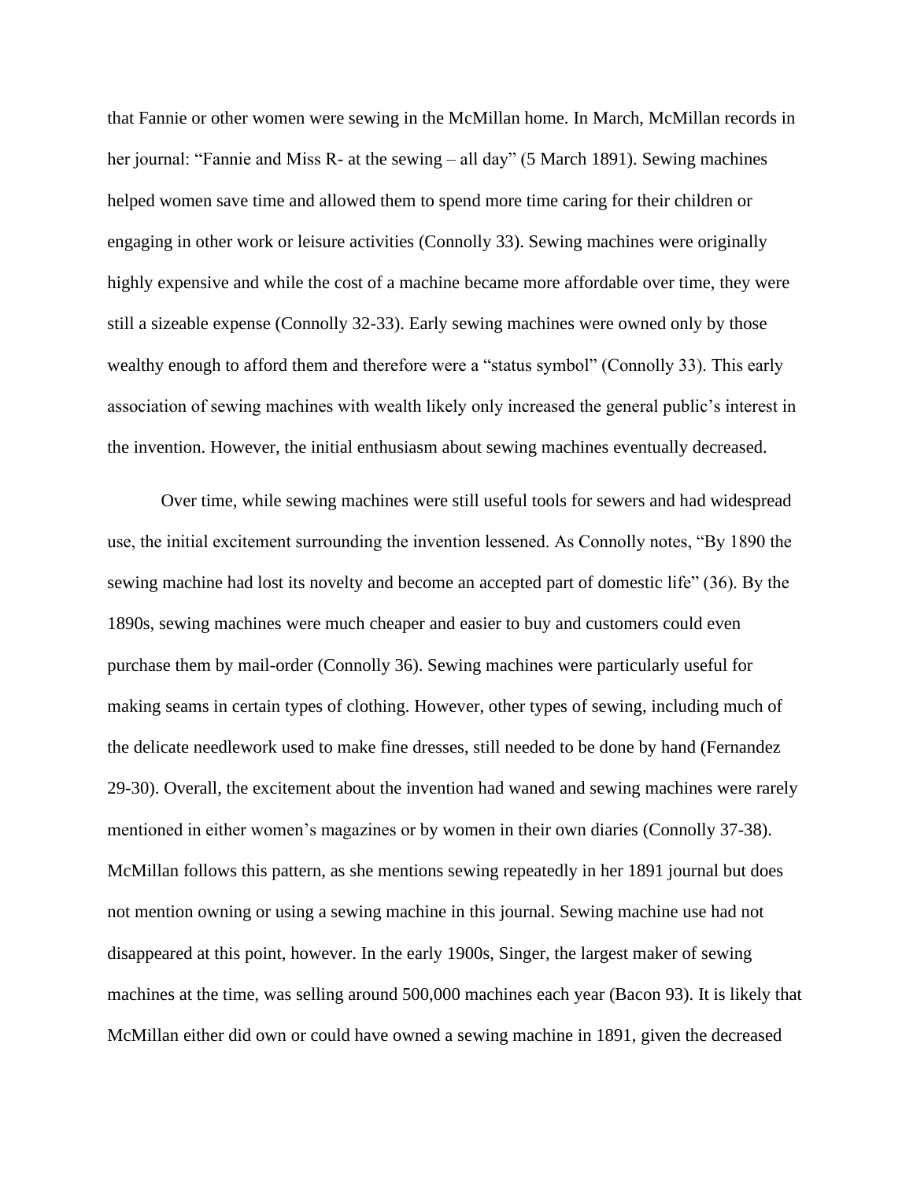that Fannie or other women were sewing in the McMillan home. In March, McMillan records in her journal: “Fannie and Miss R- at the sewing – all day” (5 March 1891). Sewing machines helped women save time and allowed them to spend more time caring for their children or engaging in other work or leisure activities (Connolly 33). Sewing machines were originally highly expensive and while the cost of a machine became more affordable over time, they were still a sizeable expense (Connolly 32-33). Early sewing machines were owned only by those wealthy enough to afford them and therefore were a “status symbol” (Connolly 33). This early association of sewing machines with wealth likely only increased the general public’s interest in the invention. However, the initial enthusiasm about sewing machines eventually decreased.

Over time, while sewing machines were still useful tools for sewers and had widespread use, the initial excitement surrounding the invention lessened. As Connolly notes, “By 1890 the sewing machine had lost its novelty and become an accepted part of domestic life” (36). By the 1890s, sewing machines were much cheaper and easier to buy and customers could even purchase them by mail-order (Connolly 36). Sewing machines were particularly useful for making seams in certain types of clothing. However, other types of sewing, including much of the delicate needlework used to make fine dresses, still needed to be done by hand (Fernandez 29-30). Overall, the excitement about the invention had waned and sewing machines were rarely mentioned in either women’s magazines or by women in their own diaries (Connolly 37-38). McMillan follows this pattern, as she mentions sewing repeatedly in her 1891 journal but does not mention owning or using a sewing machine in this journal. Sewing machine use had not disappeared at this point, however. In the early 1900s, Singer, the largest maker of sewing machines at the time, was selling around 500,000 machines each year (Bacon 93). It is likely that McMillan either did own or could have owned a sewing machine in 1891, given the decreased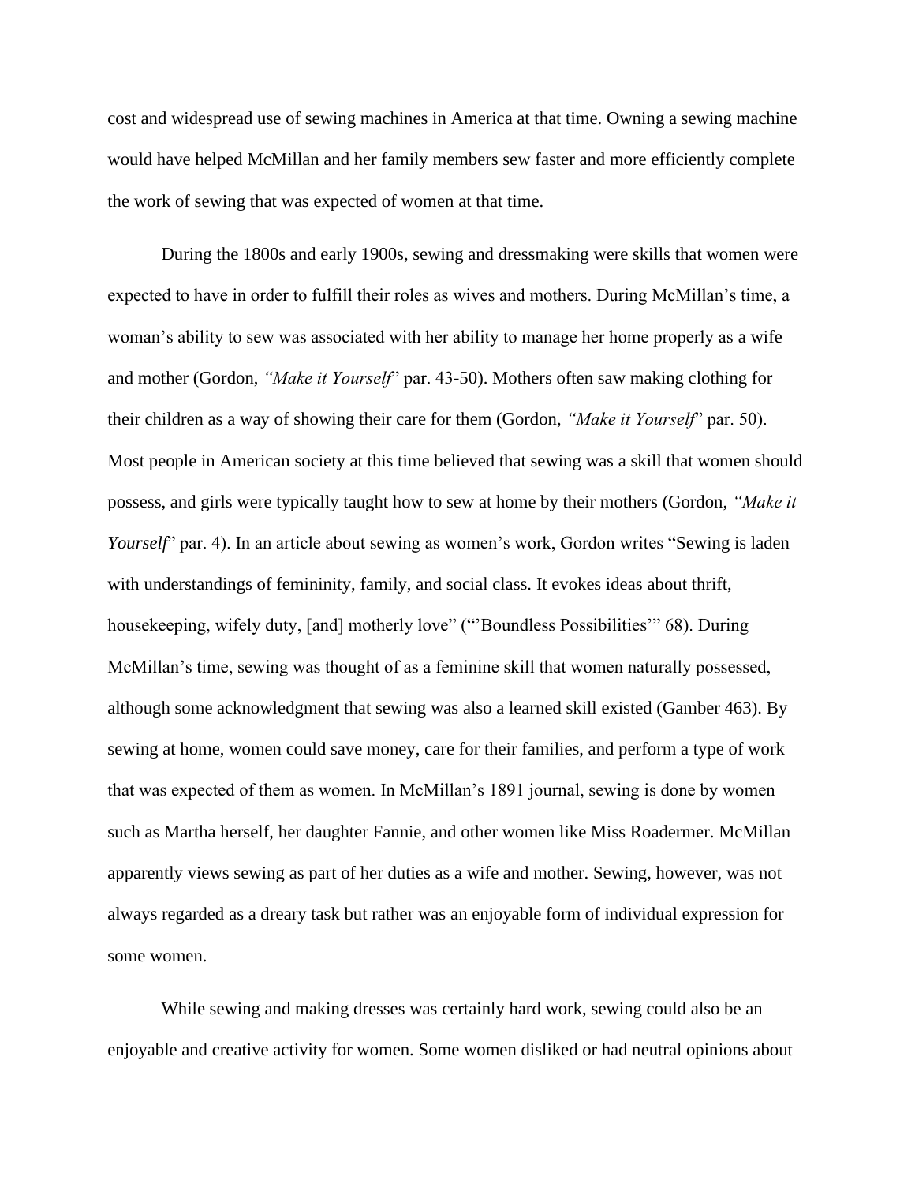cost and widespread use of sewing machines in America at that time. Owning a sewing machine would have helped McMillan and her family members sew faster and more efficiently complete the work of sewing that was expected of women at that time.

During the 1800s and early 1900s, sewing and dressmaking were skills that women were expected to have in order to fulfill their roles as wives and mothers. During McMillan's time, a woman's ability to sew was associated with her ability to manage her home properly as a wife and mother (Gordon, *"Make it Yourself*" par. 43-50). Mothers often saw making clothing for their children as a way of showing their care for them (Gordon, *"Make it Yourself*" par. 50). Most people in American society at this time believed that sewing was a skill that women should possess, and girls were typically taught how to sew at home by their mothers (Gordon, *"Make it Yourself*" par. 4). In an article about sewing as women's work, Gordon writes "Sewing is laden with understandings of femininity, family, and social class. It evokes ideas about thrift, housekeeping, wifely duty, [and] motherly love" ("'Boundless Possibilities'" 68). During McMillan's time, sewing was thought of as a feminine skill that women naturally possessed, although some acknowledgment that sewing was also a learned skill existed (Gamber 463). By sewing at home, women could save money, care for their families, and perform a type of work that was expected of them as women. In McMillan's 1891 journal, sewing is done by women such as Martha herself, her daughter Fannie, and other women like Miss Roadermer. McMillan apparently views sewing as part of her duties as a wife and mother. Sewing, however, was not always regarded as a dreary task but rather was an enjoyable form of individual expression for some women.

While sewing and making dresses was certainly hard work, sewing could also be an enjoyable and creative activity for women. Some women disliked or had neutral opinions about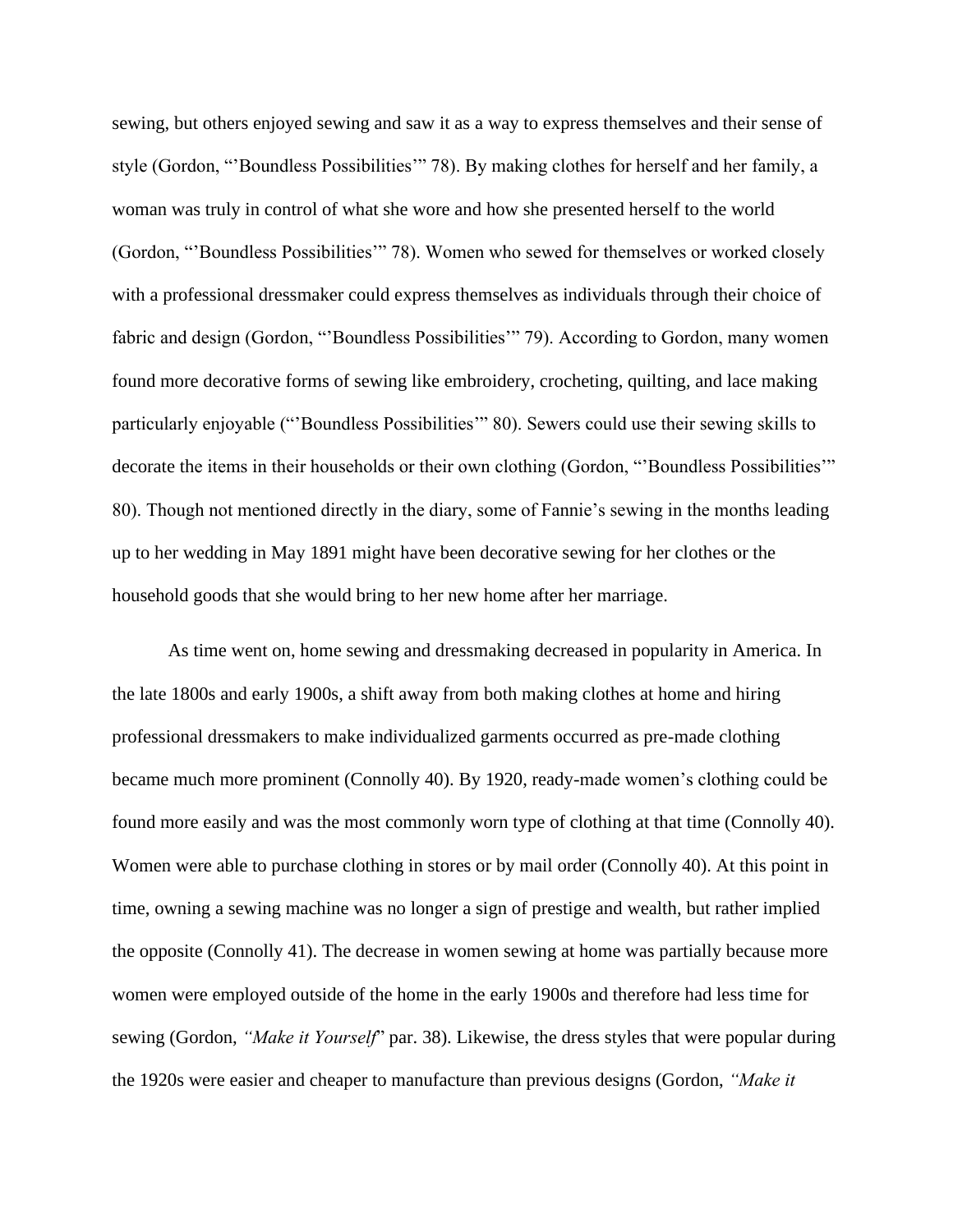sewing, but others enjoyed sewing and saw it as a way to express themselves and their sense of style (Gordon, "'Boundless Possibilities'" 78). By making clothes for herself and her family, a woman was truly in control of what she wore and how she presented herself to the world (Gordon, "'Boundless Possibilities'" 78). Women who sewed for themselves or worked closely with a professional dressmaker could express themselves as individuals through their choice of fabric and design (Gordon, "'Boundless Possibilities'" 79). According to Gordon, many women found more decorative forms of sewing like embroidery, crocheting, quilting, and lace making particularly enjoyable ("'Boundless Possibilities'" 80). Sewers could use their sewing skills to decorate the items in their households or their own clothing (Gordon, "'Boundless Possibilities'" 80). Though not mentioned directly in the diary, some of Fannie's sewing in the months leading up to her wedding in May 1891 might have been decorative sewing for her clothes or the household goods that she would bring to her new home after her marriage.

As time went on, home sewing and dressmaking decreased in popularity in America. In the late 1800s and early 1900s, a shift away from both making clothes at home and hiring professional dressmakers to make individualized garments occurred as pre-made clothing became much more prominent (Connolly 40). By 1920, ready-made women's clothing could be found more easily and was the most commonly worn type of clothing at that time (Connolly 40). Women were able to purchase clothing in stores or by mail order (Connolly 40). At this point in time, owning a sewing machine was no longer a sign of prestige and wealth, but rather implied the opposite (Connolly 41). The decrease in women sewing at home was partially because more women were employed outside of the home in the early 1900s and therefore had less time for sewing (Gordon, *"Make it Yourself"* par. 38). Likewise, the dress styles that were popular during the 1920s were easier and cheaper to manufacture than previous designs (Gordon, *"Make it*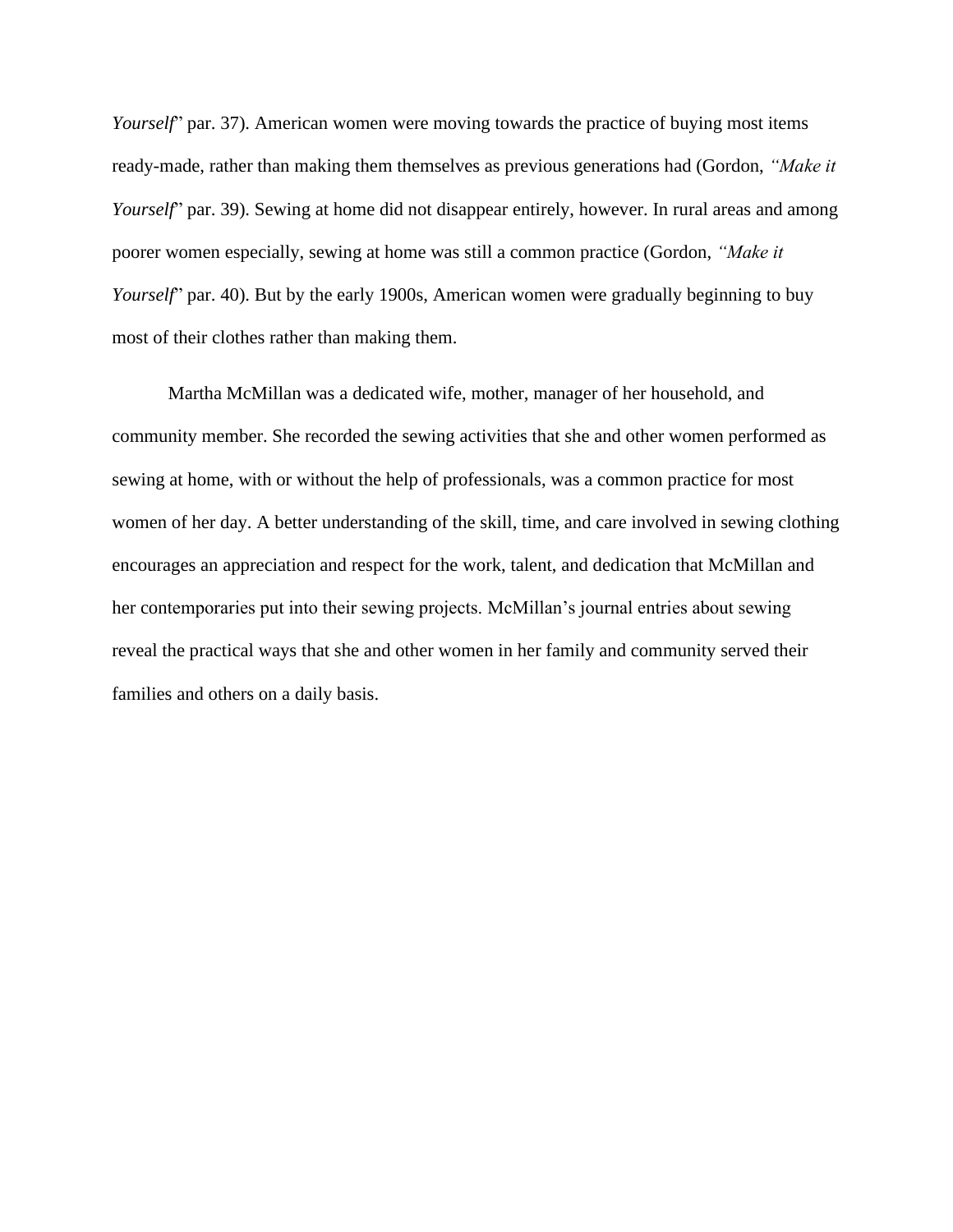*Yourself*" par. 37). American women were moving towards the practice of buying most items ready-made, rather than making them themselves as previous generations had (Gordon, *"Make it Yourself*" par. 39). Sewing at home did not disappear entirely, however. In rural areas and among poorer women especially, sewing at home was still a common practice (Gordon, *"Make it Yourself*" par. 40). But by the early 1900s, American women were gradually beginning to buy most of their clothes rather than making them.

Martha McMillan was a dedicated wife, mother, manager of her household, and community member. She recorded the sewing activities that she and other women performed as sewing at home, with or without the help of professionals, was a common practice for most women of her day. A better understanding of the skill, time, and care involved in sewing clothing encourages an appreciation and respect for the work, talent, and dedication that McMillan and her contemporaries put into their sewing projects. McMillan's journal entries about sewing reveal the practical ways that she and other women in her family and community served their families and others on a daily basis.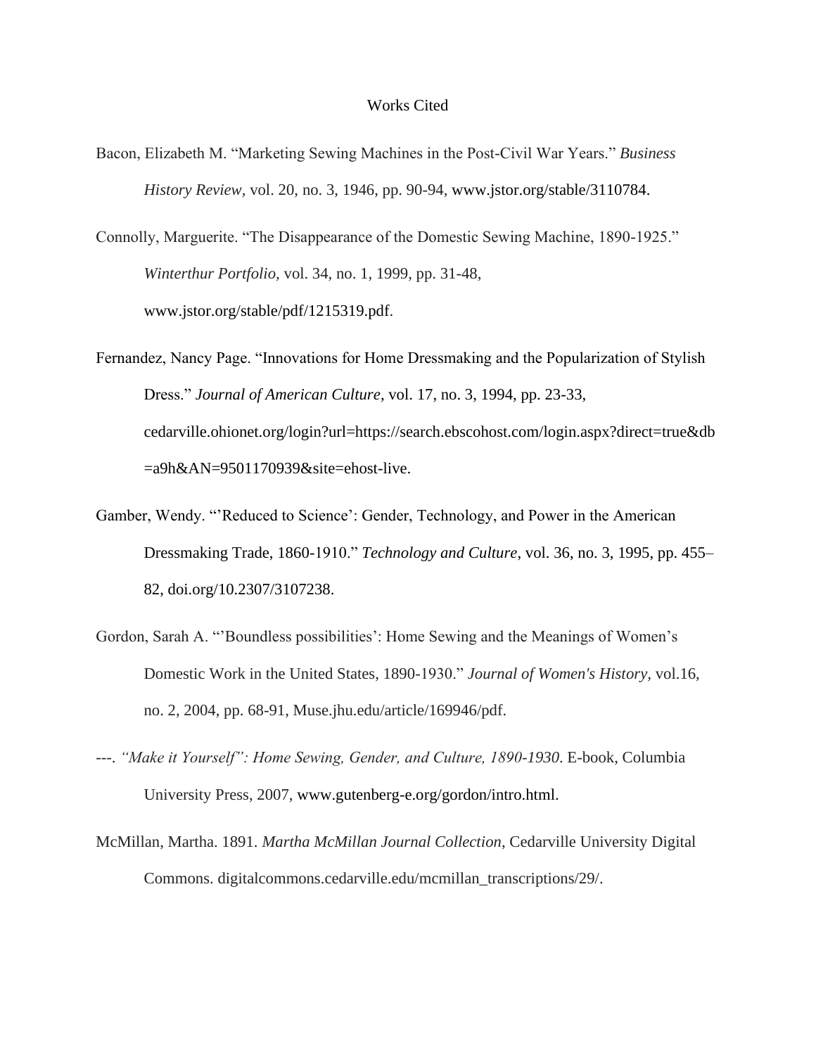# Works Cited

Bacon, Elizabeth M. "Marketing Sewing Machines in the Post-Civil War Years." *Business History Review*, vol. 20, no. 3, 1946, pp. 90-94, www.jstor.org/stable/3110784.

Connolly, Marguerite. "The Disappearance of the Domestic Sewing Machine, 1890-1925." *Winterthur Portfolio*, vol. 34, no. 1, 1999, pp. 31-48, www.jstor.org/stable/pdf/1215319.pdf.

Fernandez, Nancy Page. "Innovations for Home Dressmaking and the Popularization of Stylish Dress." *Journal of American Culture*, vol. 17, no. 3, 1994, pp. 23-33, cedarville.ohionet.org/login?url=https://search.ebscohost.com/login.aspx?direct=true&db=a9h&AN=9501170939&site=ehost-live.

Gamber, Wendy. "'Reduced to Science': Gender, Technology, and Power in the American Dressmaking Trade, 1860-1910." *Technology and Culture*, vol. 36, no. 3, 1995, pp. 455–82, doi.org/10.2307/3107238.

Gordon, Sarah A. "'Boundless possibilities': Home Sewing and the Meanings of Women's Domestic Work in the United States, 1890-1930." *Journal of Women's History*, vol.16, no. 2, 2004, pp. 68-91, Muse.jhu.edu/article/169946/pdf.

---. *"Make it Yourself": Home Sewing, Gender, and Culture, 1890-1930*. E-book, Columbia University Press, 2007, www.gutenberg-e.org/gordon/intro.html.

McMillan, Martha. 1891. *Martha McMillan Journal Collection*, Cedarville University Digital Commons. digitalcommons.cedarville.edu/mcmillan_transcriptions/29/.